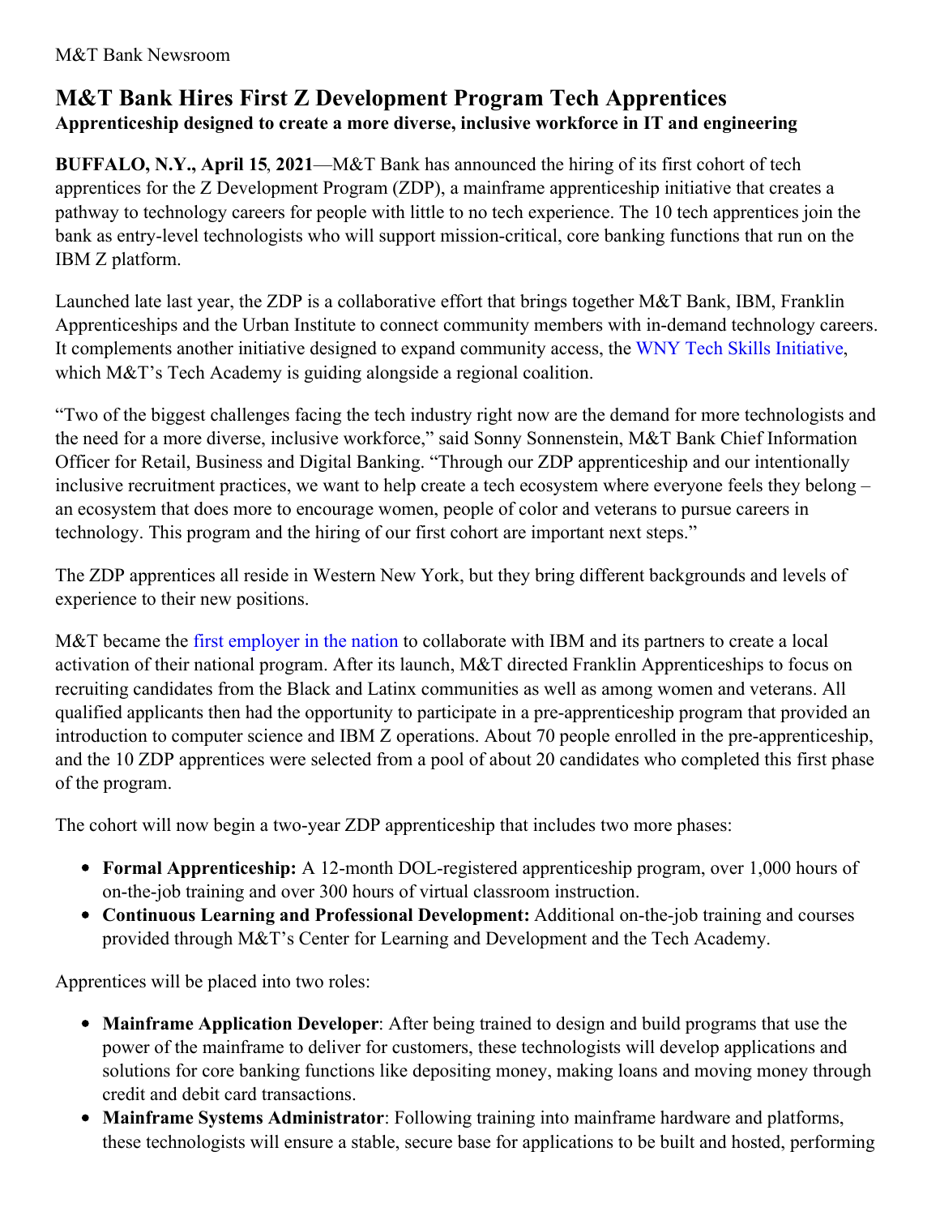M&T Bank Newsroom

# M&T Bank Hires First Z Development Program Tech Apprentices

**Apprenticeship designed to create a more diverse, inclusive workforce in IT and engineering**

**BUFFALO, N.Y., April 15, 2021**—M&T Bank has announced the hiring of its first cohort of tech apprentices for the Z Development Program (ZDP), a mainframe apprenticeship initiative that creates a pathway to technology careers for people with little to no tech experience. The 10 tech apprentices join the bank as entry-level technologists who will support mission-critical, core banking functions that run on the IBM Z platform.

Launched late last year, the ZDP is a collaborative effort that brings together M&T Bank, IBM, Franklin Apprenticeships and the Urban Institute to connect community members with in-demand technology careers. It complements another initiative designed to expand community access, the WNY Tech Skills Initiative, which M&T's Tech Academy is guiding alongside a regional coalition.

"Two of the biggest challenges facing the tech industry right now are the demand for more technologists and the need for a more diverse, inclusive workforce," said Sonny Sonnenstein, M&T Bank Chief Information Officer for Retail, Business and Digital Banking. "Through our ZDP apprenticeship and our intentionally inclusive recruitment practices, we want to help create a tech ecosystem where everyone feels they belong – an ecosystem that does more to encourage women, people of color and veterans to pursue careers in technology. This program and the hiring of our first cohort are important next steps."

The ZDP apprentices all reside in Western New York, but they bring different backgrounds and levels of experience to their new positions.

M&T became the first employer in the nation to collaborate with IBM and its partners to create a local activation of their national program. After its launch, M&T directed Franklin Apprenticeships to focus on recruiting candidates from the Black and Latinx communities as well as among women and veterans. All qualified applicants then had the opportunity to participate in a pre-apprenticeship program that provided an introduction to computer science and IBM Z operations. About 70 people enrolled in the pre-apprenticeship, and the 10 ZDP apprentices were selected from a pool of about 20 candidates who completed this first phase of the program.

The cohort will now begin a two-year ZDP apprenticeship that includes two more phases:

- **Formal Apprenticeship:** A 12-month DOL-registered apprenticeship program, over 1,000 hours of on-the-job training and over 300 hours of virtual classroom instruction.
- **Continuous Learning and Professional Development:** Additional on-the-job training and courses provided through M&T's Center for Learning and Development and the Tech Academy.

Apprentices will be placed into two roles:

- **Mainframe Application Developer**: After being trained to design and build programs that use the power of the mainframe to deliver for customers, these technologists will develop applications and solutions for core banking functions like depositing money, making loans and moving money through credit and debit card transactions.
- **Mainframe Systems Administrator**: Following training into mainframe hardware and platforms, these technologists will ensure a stable, secure base for applications to be built and hosted, performing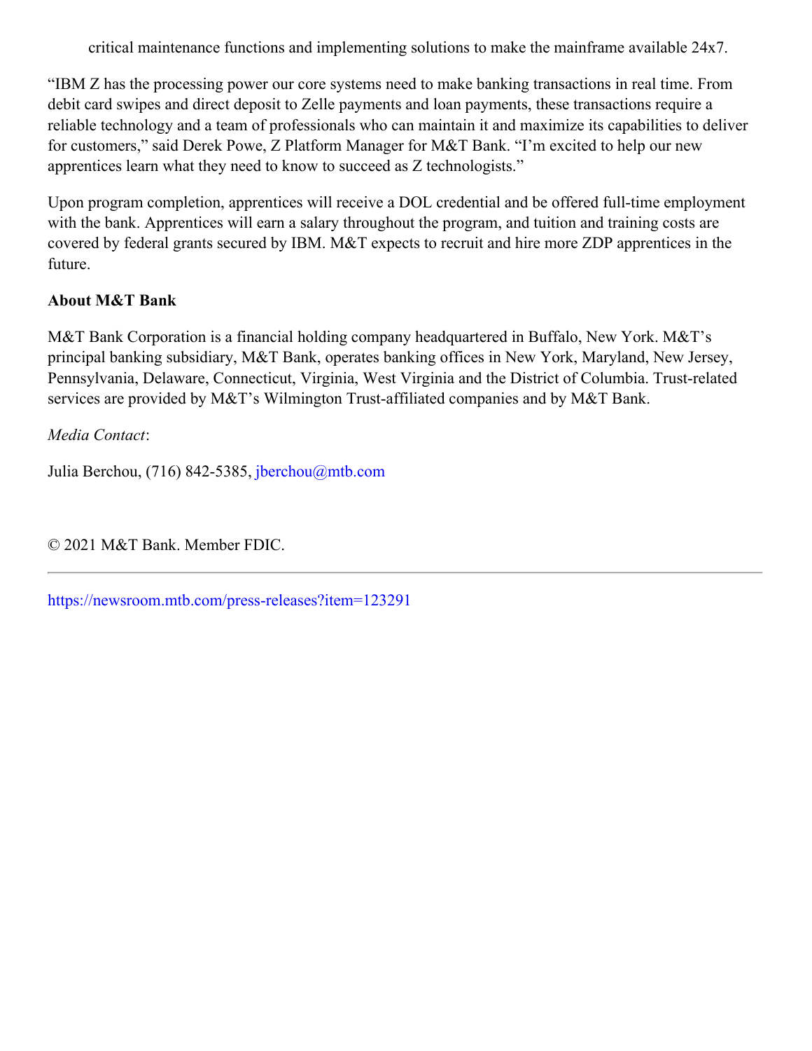critical maintenance functions and implementing solutions to make the mainframe available 24x7.

"IBM Z has the processing power our core systems need to make banking transactions in real time. From debit card swipes and direct deposit to Zelle payments and loan payments, these transactions require a reliable technology and a team of professionals who can maintain it and maximize its capabilities to deliver for customers," said Derek Powe, Z Platform Manager for M&T Bank. "I'm excited to help our new apprentices learn what they need to know to succeed as Z technologists."

Upon program completion, apprentices will receive a DOL credential and be offered full-time employment with the bank. Apprentices will earn a salary throughout the program, and tuition and training costs are covered by federal grants secured by IBM. M&T expects to recruit and hire more ZDP apprentices in the future.

**About M&T Bank**

M&T Bank Corporation is a financial holding company headquartered in Buffalo, New York. M&T's principal banking subsidiary, M&T Bank, operates banking offices in New York, Maryland, New Jersey, Pennsylvania, Delaware, Connecticut, Virginia, West Virginia and the District of Columbia. Trust-related services are provided by M&T's Wilmington Trust-affiliated companies and by M&T Bank.

*Media Contact*:

Julia Berchou, (716) 842-5385, jberchou@mtb.com

© 2021 M&T Bank. Member FDIC.

---

https://newsroom.mtb.com/press-releases?item=123291